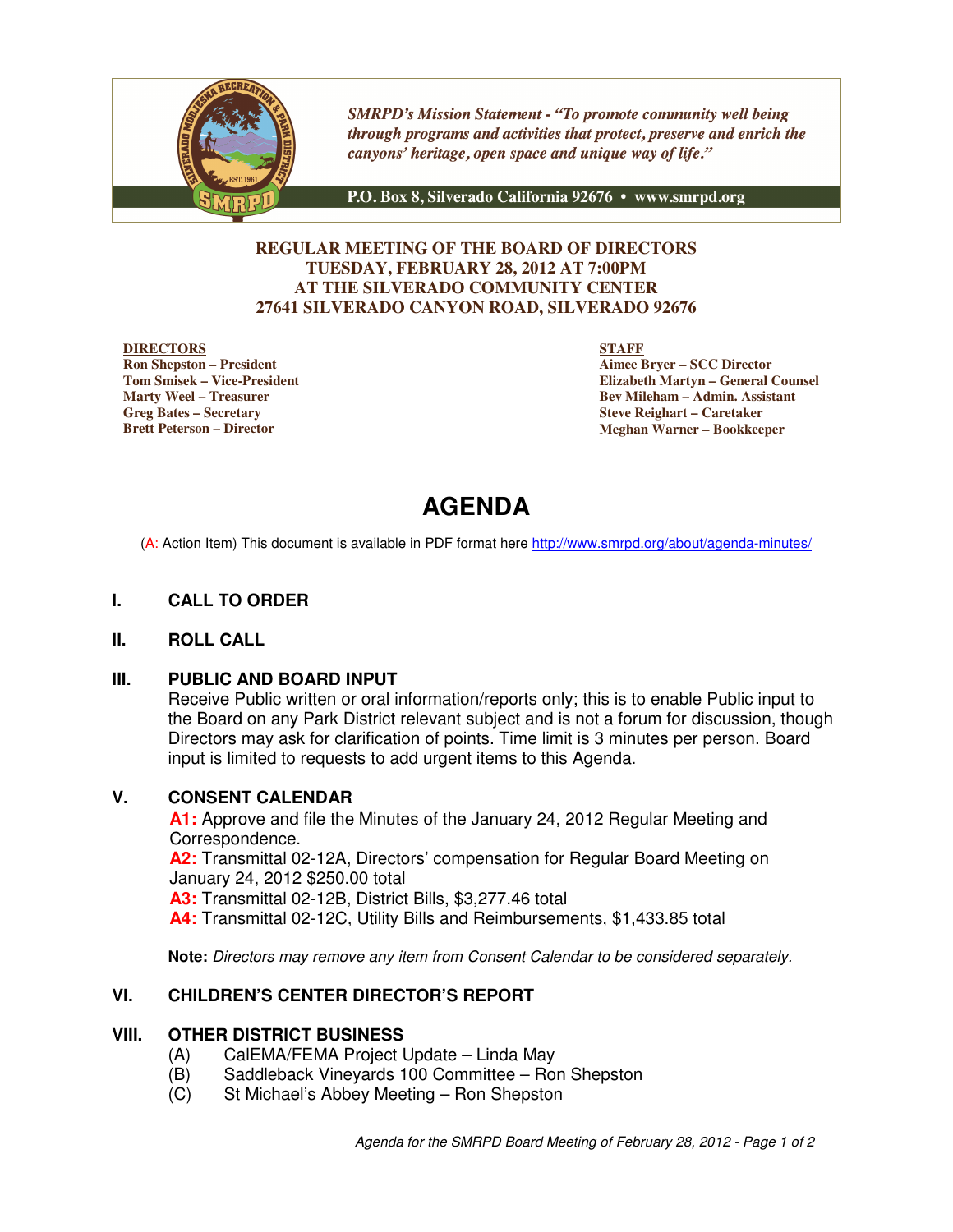SMRPD's Mission Statement - *"To promote community well being through programs and activities that protect, preserve and enrich the canyons' heritage, open space and unique way of life."*

**P.O. Box 8, Silverado California 92676 • www.smrpd.org**

**REGULAR MEETING OF THE BOARD OF DIRECTORS**
**TUESDAY, FEBRUARY 28, 2012 AT 7:00PM**
**AT THE SILVERADO COMMUNITY CENTER**
**27641 SILVERADO CANYON ROAD, SILVERADO 92676**

**DIRECTORS**
**Ron Shepston – President**
**Tom Smisek – Vice-President**
**Marty Weel – Treasurer**
**Greg Bates – Secretary**
**Brett Peterson – Director**

**STAFF**
**Aimee Bryer – SCC Director**
**Elizabeth Martyn – General Counsel**
**Bev Mileham – Admin. Assistant**
**Steve Reighart – Caretaker**
**Meghan Warner – Bookkeeper**

# AGENDA

(A: Action Item) This document is available in PDF format here http://www.smrpd.org/about/agenda-minutes/

## I. CALL TO ORDER

## II. ROLL CALL

## III. PUBLIC AND BOARD INPUT

Receive Public written or oral information/reports only; this is to enable Public input to the Board on any Park District relevant subject and is not a forum for discussion, though Directors may ask for clarification of points. Time limit is 3 minutes per person. Board input is limited to requests to add urgent items to this Agenda.

## V. CONSENT CALENDAR

**A1:** Approve and file the Minutes of the January 24, 2012 Regular Meeting and Correspondence.
**A2:** Transmittal 02-12A, Directors' compensation for Regular Board Meeting on January 24, 2012 $250.00 total
**A3:** Transmittal 02-12B, District Bills, $3,277.46 total
**A4:** Transmittal 02-12C, Utility Bills and Reimbursements, $1,433.85 total

**Note:** *Directors may remove any item from Consent Calendar to be considered separately.*

## VI. CHILDREN'S CENTER DIRECTOR'S REPORT

## VIII. OTHER DISTRICT BUSINESS

(A) CalEMA/FEMA Project Update – Linda May
(B) Saddleback Vineyards 100 Committee – Ron Shepston
(C) St Michael's Abbey Meeting – Ron Shepston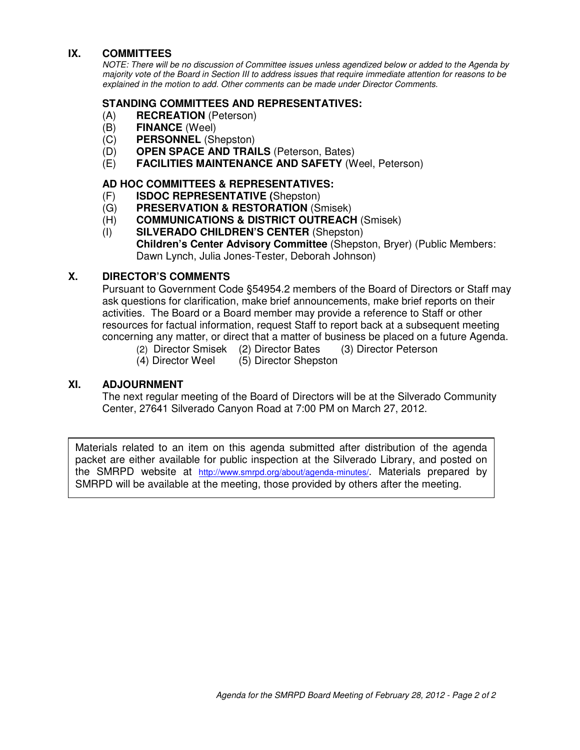## IX. COMMITTEES

*NOTE: There will be no discussion of Committee issues unless agendized below or added to the Agenda by majority vote of the Board in Section III to address issues that require immediate attention for reasons to be explained in the motion to add. Other comments can be made under Director Comments.*

### STANDING COMMITTEES AND REPRESENTATIVES:

(A) **RECREATION** (Peterson)
(B) **FINANCE** (Weel)
(C) **PERSONNEL** (Shepston)
(D) **OPEN SPACE AND TRAILS** (Peterson, Bates)
(E) **FACILITIES MAINTENANCE AND SAFETY** (Weel, Peterson)

### AD HOC COMMITTEES & REPRESENTATIVES:

(F) **ISDOC REPRESENTATIVE (**Shepston)
(G) **PRESERVATION & RESTORATION** (Smisek)
(H) **COMMUNICATIONS & DISTRICT OUTREACH** (Smisek)
(I) **SILVERADO CHILDREN'S CENTER** (Shepston)
**Children's Center Advisory Committee** (Shepston, Bryer) (Public Members: Dawn Lynch, Julia Jones-Tester, Deborah Johnson)

## X. DIRECTOR'S COMMENTS

Pursuant to Government Code §54954.2 members of the Board of Directors or Staff may ask questions for clarification, make brief announcements, make brief reports on their activities. The Board or a Board member may provide a reference to Staff or other resources for factual information, request Staff to report back at a subsequent meeting concerning any matter, or direct that a matter of business be placed on a future Agenda.

(2) Director Smisek (2) Director Bates (3) Director Peterson
(4) Director Weel (5) Director Shepston

## XI. ADJOURNMENT

The next regular meeting of the Board of Directors will be at the Silverado Community Center, 27641 Silverado Canyon Road at 7:00 PM on March 27, 2012.

Materials related to an item on this agenda submitted after distribution of the agenda packet are either available for public inspection at the Silverado Library, and posted on the SMRPD website at http://www.smrpd.org/about/agenda-minutes/. Materials prepared by SMRPD will be available at the meeting, those provided by others after the meeting.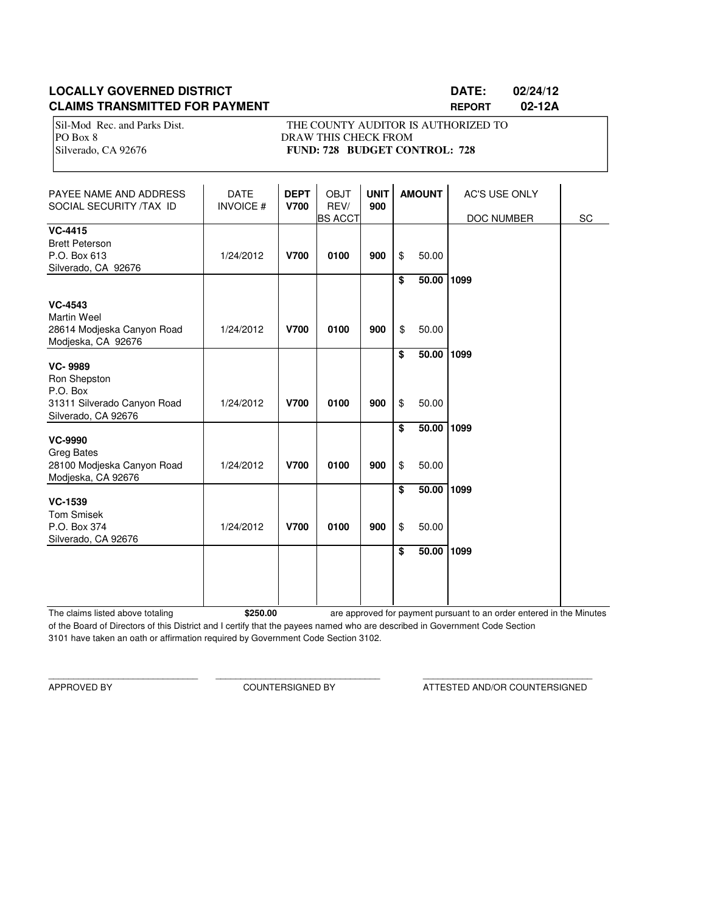**LOCALLY GOVERNED DISTRICT** **DATE: 02/24/12**

**CLAIMS TRANSMITTED FOR PAYMENT** **REPORT 02-12A**

Sil-Mod Rec. and Parks Dist.
PO Box 8
Silverado, CA 92676

THE COUNTY AUDITOR IS AUTHORIZED TO DRAW THIS CHECK FROM
**FUND: 728 BUDGET CONTROL: 728**

| PAYEE NAME AND ADDRESS SOCIAL SECURITY /TAX ID | DATE INVOICE # | DEPT V700 | OBJT REV/ BS ACCT | UNIT 900 | AMOUNT | AC'S USE ONLY DOC NUMBER | SC |
|---|---|---|---|---|---|---|---|
| **VC-4415** Brett Peterson P.O. Box 613 Silverado, CA 92676 | 1/24/2012 | **V700** | **0100** | **900** | $ 50.00 | | |
| | | | | | **$ 50.00** | **1099** | |
| **VC-4543** Martin Weel 28614 Modjeska Canyon Road Modjeska, CA 92676 | 1/24/2012 | **V700** | **0100** | **900** | $ 50.00 | | |
| | | | | | **$ 50.00** | **1099** | |
| **VC- 9989** Ron Shepston P.O. Box 31311 Silverado Canyon Road Silverado, CA 92676 | 1/24/2012 | **V700** | **0100** | **900** | $ 50.00 | | |
| | | | | | **$ 50.00** | **1099** | |
| **VC-9990** Greg Bates 28100 Modjeska Canyon Road Modjeska, CA 92676 | 1/24/2012 | **V700** | **0100** | **900** | $ 50.00 | | |
| | | | | | **$ 50.00** | **1099** | |
| **VC-1539** Tom Smisek P.O. Box 374 Silverado, CA 92676 | 1/24/2012 | **V700** | **0100** | **900** | $ 50.00 | | |
| | | | | | **$ 50.00** | **1099** | |

The claims listed above totaling **$250.00** are approved for payment pursuant to an order entered in the Minutes of the Board of Directors of this District and I certify that the payees named who are described in Government Code Section 3101 have taken an oath or affirmation required by Government Code Section 3102.

APPROVED BY ______________________ COUNTERSIGNED BY ______________________ ATTESTED AND/OR COUNTERSIGNED ______________________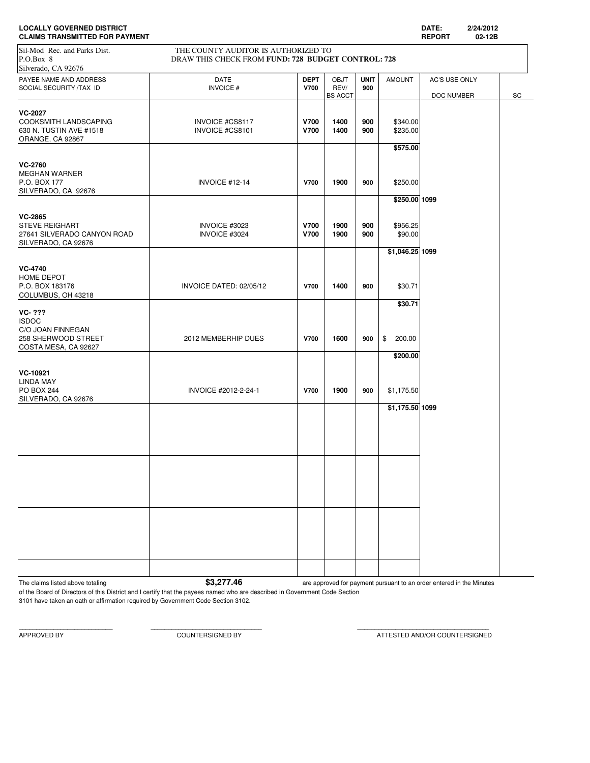**LOCALLY GOVERNED DISTRICT**
**CLAIMS TRANSMITTED FOR PAYMENT**

**DATE:** 2/24/2012
**REPORT** 02-12B

Sil-Mod Rec. and Parks Dist.
P.O.Box 8
Silverado, CA 92676

THE COUNTY AUDITOR IS AUTHORIZED TO DRAW THIS CHECK FROM **FUND: 728 BUDGET CONTROL: 728**

| PAYEE NAME AND ADDRESS SOCIAL SECURITY /TAX ID | DATE INVOICE # | DEPT V700 | OBJT REV/ BS ACCT | UNIT 900 | AMOUNT | AC'S USE ONLY DOC NUMBER | SC |
|---|---|---|---|---|---|---|---|
| **VC-2027** COOKSMITH LANDSCAPING 630 N. TUSTIN AVE #1518 ORANGE, CA 92867 | INVOICE #CS8117 | **V700** | **1400** | **900** | $340.00 | | |
| | INVOICE #CS8101 | **V700** | **1400** | **900** | $235.00 | | |
| | | | | | **$575.00** | | |
| **VC-2760** MEGHAN WARNER P.O. BOX 177 SILVERADO, CA 92676 | INVOICE #12-14 | **V700** | **1900** | **900** | $250.00 | | |
| | | | | | **$250.00** | **1099** | |
| **VC-2865** STEVE REIGHART 27641 SILVERADO CANYON ROAD SILVERADO, CA 92676 | INVOICE #3023 | **V700** | **1900** | **900** | $956.25 | | |
| | INVOICE #3024 | **V700** | **1900** | **900** | $90.00 | | |
| | | | | | **$1,046.25** | **1099** | |
| **VC-4740** HOME DEPOT P.O. BOX 183176 COLUMBUS, OH 43218 | INVOICE DATED: 02/05/12 | **V700** | **1400** | **900** | $30.71 | | |
| | | | | | **$30.71** | | |
| **VC- ???** ISDOC C/O JOAN FINNEGAN 258 SHERWOOD STREET COSTA MESA, CA 92627 | 2012 MEMBERHIP DUES | **V700** | **1600** | **900** | $ 200.00 | | |
| | | | | | **$200.00** | | |
| **VC-10921** LINDA MAY PO BOX 244 SILVERADO, CA 92676 | INVOICE #2012-2-24-1 | **V700** | **1900** | **900** | $1,175.50 | | |
| | | | | | **$1,175.50** | **1099** | |

The claims listed above totaling **$3,277.46** are approved for payment pursuant to an order entered in the Minutes of the Board of Directors of this District and I certify that the payees named who are described in Government Code Section 3101 have taken an oath or affirmation required by Government Code Section 3102.

\_\_\_\_\_\_\_\_\_\_\_\_\_\_\_\_\_\_\_\_ APPROVED BY

\_\_\_\_\_\_\_\_\_\_\_\_\_\_\_\_\_\_\_\_ COUNTERSIGNED BY

\_\_\_\_\_\_\_\_\_\_\_\_\_\_\_\_\_\_\_\_ ATTESTED AND/OR COUNTERSIGNED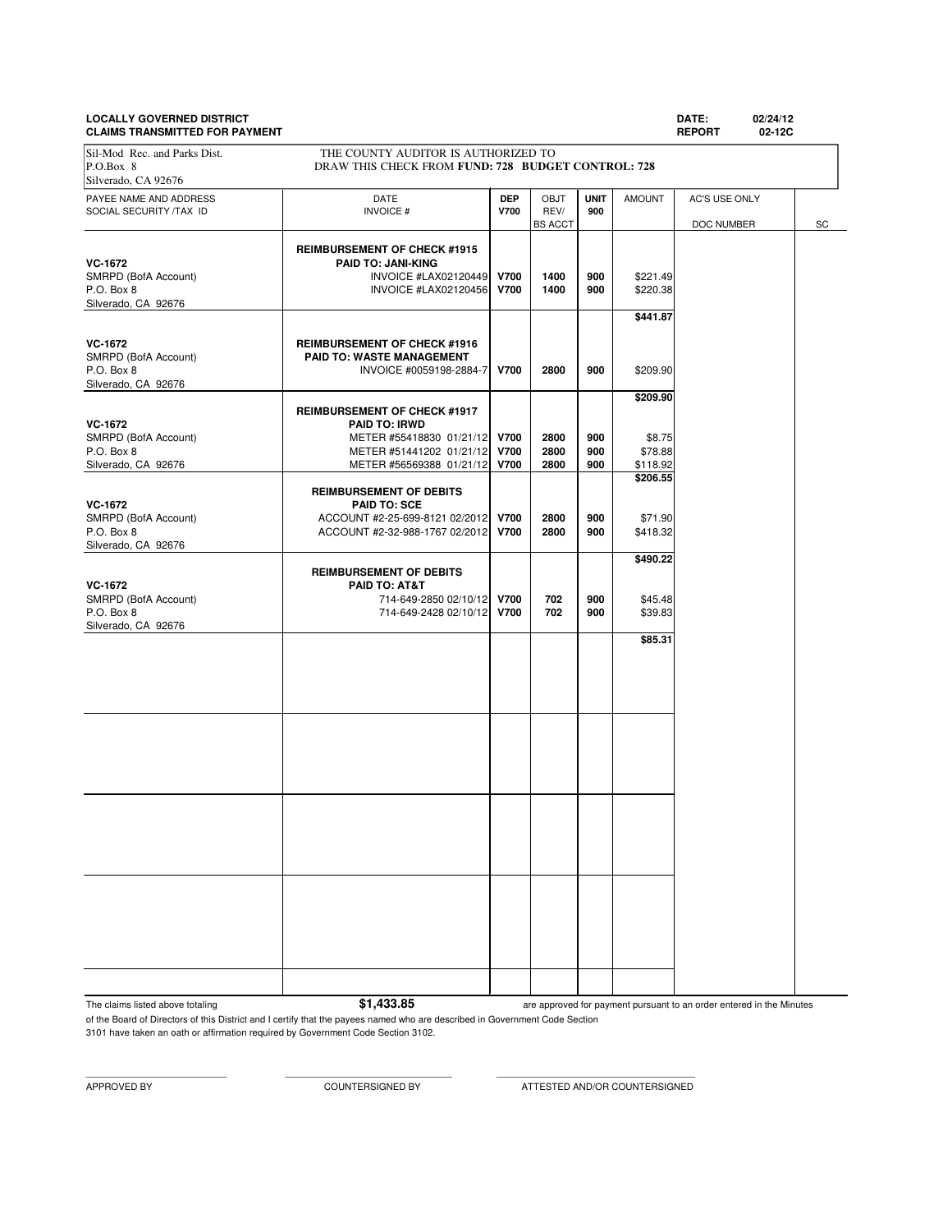**LOCALLY GOVERNED DISTRICT**
**CLAIMS TRANSMITTED FOR PAYMENT**

**DATE:** 02/24/12
**REPORT** 02-12C

Sil-Mod Rec. and Parks Dist.
P.O.Box 8
Silverado, CA 92676

THE COUNTY AUDITOR IS AUTHORIZED TO DRAW THIS CHECK FROM **FUND: 728 BUDGET CONTROL: 728**

| PAYEE NAME AND ADDRESS SOCIAL SECURITY /TAX ID | DATE INVOICE # | DEP V700 | OBJT REV/ BS ACCT | UNIT 900 | AMOUNT | AC'S USE ONLY DOC NUMBER | SC |
|---|---|---|---|---|---|---|---|
| **VC-1672** SMRPD (BofA Account) P.O. Box 8 Silverado, CA 92676 | **REIMBURSEMENT OF CHECK #1915** **PAID TO: JANI-KING** | | | | | | |
| | INVOICE #LAX02120449 | **V700** | **1400** | **900** | $221.49 | | |
| | INVOICE #LAX02120456 | **V700** | **1400** | **900** | $220.38 | | |
| | | | | | **$441.87** | | |
| **VC-1672** SMRPD (BofA Account) P.O. Box 8 Silverado, CA 92676 | **REIMBURSEMENT OF CHECK #1916** **PAID TO: WASTE MANAGEMENT** | | | | | | |
| | INVOICE #0059198-2884-7 | **V700** | **2800** | **900** | $209.90 | | |
| | | | | | **$209.90** | | |
| **VC-1672** SMRPD (BofA Account) P.O. Box 8 Silverado, CA 92676 | **REIMBURSEMENT OF CHECK #1917** **PAID TO: IRWD** | | | | | | |
| | METER #55418830 01/21/12 | **V700** | **2800** | **900** | $8.75 | | |
| | METER #51441202 01/21/12 | **V700** | **2800** | **900** | $78.88 | | |
| | METER #56569388 01/21/12 | **V700** | **2800** | **900** | $118.92 | | |
| | | | | | **$206.55** | | |
| **VC-1672** SMRPD (BofA Account) P.O. Box 8 Silverado, CA 92676 | **REIMBURSEMENT OF DEBITS** **PAID TO: SCE** | | | | | | |
| | ACCOUNT #2-25-699-8121 02/2012 | **V700** | **2800** | **900** | $71.90 | | |
| | ACCOUNT #2-32-988-1767 02/2012 | **V700** | **2800** | **900** | $418.32 | | |
| | | | | | **$490.22** | | |
| **VC-1672** SMRPD (BofA Account) P.O. Box 8 Silverado, CA 92676 | **REIMBURSEMENT OF DEBITS** **PAID TO: AT&T** | | | | | | |
| | 714-649-2850 02/10/12 | **V700** | **702** | **900** | $45.48 | | |
| | 714-649-2428 02/10/12 | **V700** | **702** | **900** | $39.83 | | |
| | | | | | **$85.31** | | |

The claims listed above totaling **$1,433.85** are approved for payment pursuant to an order entered in the Minutes of the Board of Directors of this District and I certify that the payees named who are described in Government Code Section 3101 have taken an oath or affirmation required by Government Code Section 3102.

\_\_\_\_\_\_\_\_\_\_\_\_\_\_\_\_\_\_\_\_\_\_\_\_ APPROVED BY

\_\_\_\_\_\_\_\_\_\_\_\_\_\_\_\_\_\_\_\_\_\_\_\_ COUNTERSIGNED BY

\_\_\_\_\_\_\_\_\_\_\_\_\_\_\_\_\_\_\_\_\_\_\_\_ ATTESTED AND/OR COUNTERSIGNED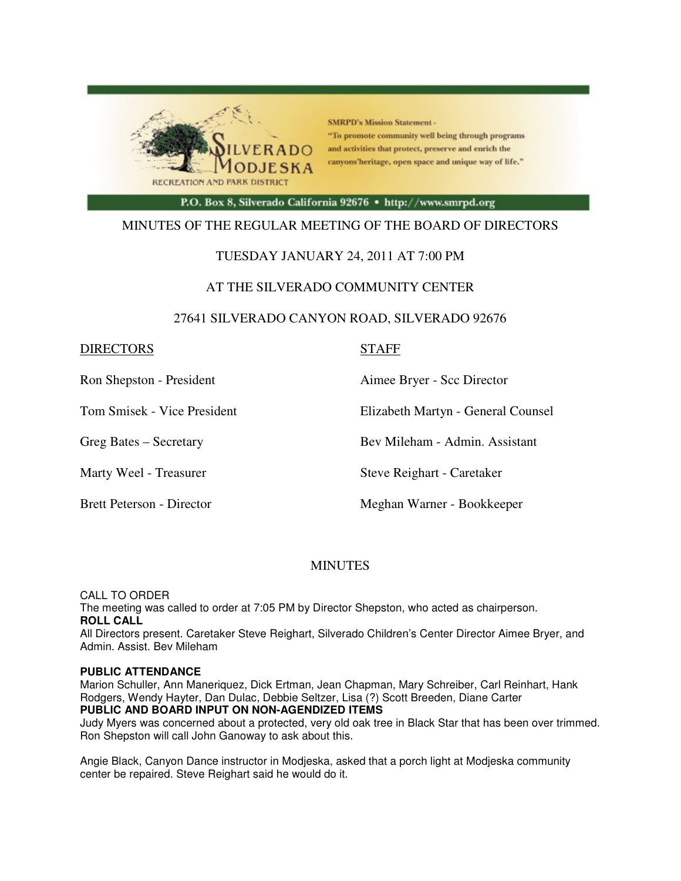SMRPD's Mission Statement - "To promote community well being through programs and activities that protect, preserve and enrich the canyons'heritage, open space and unique way of life."

P.O. Box 8, Silverado California 92676 • http://www.smrpd.org

# MINUTES OF THE REGULAR MEETING OF THE BOARD OF DIRECTORS

## TUESDAY JANUARY 24, 2011 AT 7:00 PM

## AT THE SILVERADO COMMUNITY CENTER

## 27641 SILVERADO CANYON ROAD, SILVERADO 92676

| DIRECTORS | STAFF |
|---|---|
| Ron Shepston - President | Aimee Bryer - Scc Director |
| Tom Smisek - Vice President | Elizabeth Martyn - General Counsel |
| Greg Bates – Secretary | Bev Mileham - Admin. Assistant |
| Marty Weel - Treasurer | Steve Reighart - Caretaker |
| Brett Peterson - Director | Meghan Warner - Bookkeeper |

## MINUTES

CALL TO ORDER

The meeting was called to order at 7:05 PM by Director Shepston, who acted as chairperson.

**ROLL CALL**

All Directors present. Caretaker Steve Reighart, Silverado Children's Center Director Aimee Bryer, and Admin. Assist. Bev Mileham

**PUBLIC ATTENDANCE**

Marion Schuller, Ann Maneriquez, Dick Ertman, Jean Chapman, Mary Schreiber, Carl Reinhart, Hank Rodgers, Wendy Hayter, Dan Dulac, Debbie Seltzer, Lisa (?) Scott Breeden, Diane Carter

**PUBLIC AND BOARD INPUT ON NON-AGENDIZED ITEMS**

Judy Myers was concerned about a protected, very old oak tree in Black Star that has been over trimmed. Ron Shepston will call John Ganoway to ask about this.

Angie Black, Canyon Dance instructor in Modjeska, asked that a porch light at Modjeska community center be repaired. Steve Reighart said he would do it.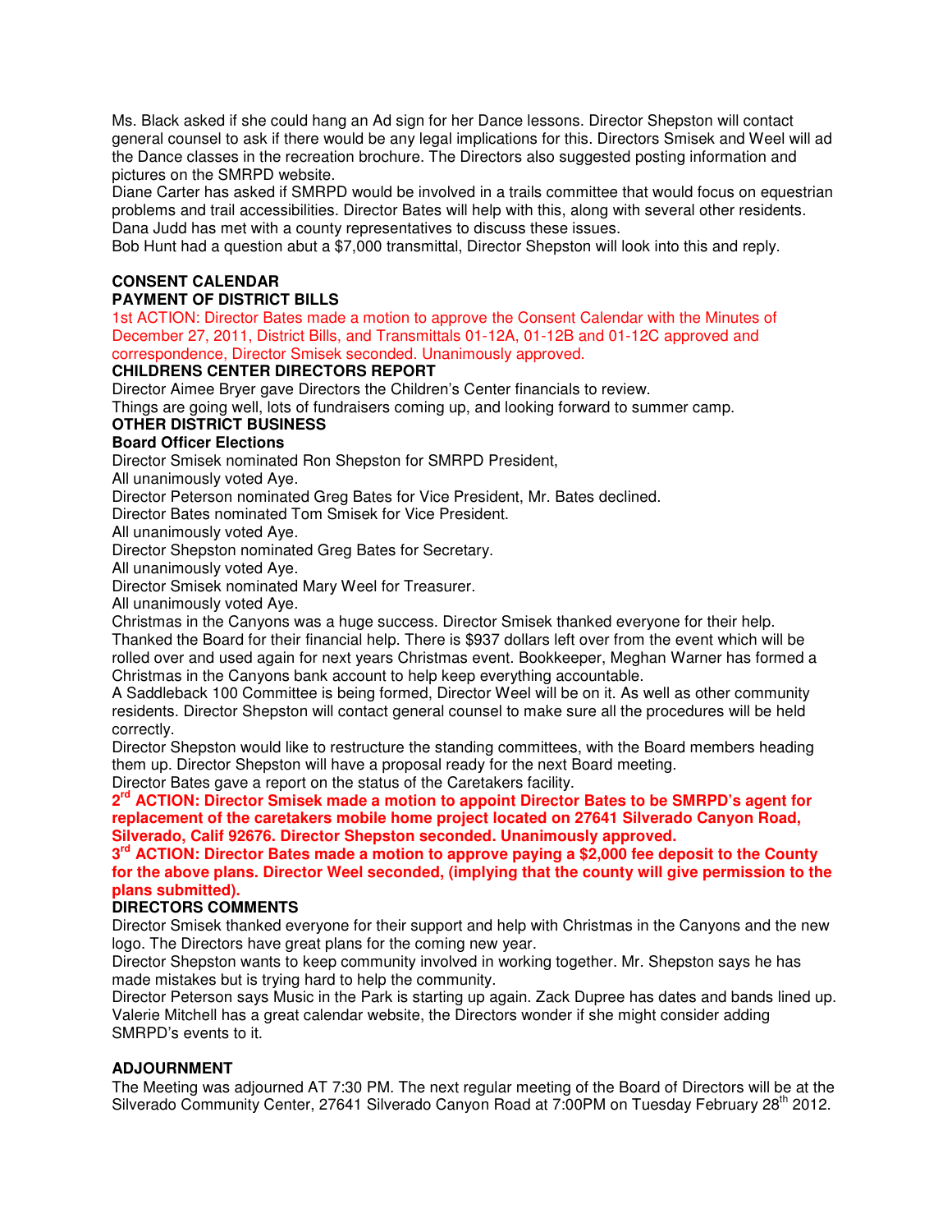Ms. Black asked if she could hang an Ad sign for her Dance lessons. Director Shepston will contact general counsel to ask if there would be any legal implications for this. Directors Smisek and Weel will ad the Dance classes in the recreation brochure. The Directors also suggested posting information and pictures on the SMRPD website.

Diane Carter has asked if SMRPD would be involved in a trails committee that would focus on equestrian problems and trail accessibilities. Director Bates will help with this, along with several other residents. Dana Judd has met with a county representatives to discuss these issues.

Bob Hunt had a question abut a $7,000 transmittal, Director Shepston will look into this and reply.

**CONSENT CALENDAR**

**PAYMENT OF DISTRICT BILLS**

1st ACTION: Director Bates made a motion to approve the Consent Calendar with the Minutes of December 27, 2011, District Bills, and Transmittals 01-12A, 01-12B and 01-12C approved and correspondence, Director Smisek seconded. Unanimously approved.

**CHILDRENS CENTER DIRECTORS REPORT**

Director Aimee Bryer gave Directors the Children's Center financials to review.

Things are going well, lots of fundraisers coming up, and looking forward to summer camp.

**OTHER DISTRICT BUSINESS**

**Board Officer Elections**

Director Smisek nominated Ron Shepston for SMRPD President,

All unanimously voted Aye.

Director Peterson nominated Greg Bates for Vice President, Mr. Bates declined.

Director Bates nominated Tom Smisek for Vice President.

All unanimously voted Aye.

Director Shepston nominated Greg Bates for Secretary.

All unanimously voted Aye.

Director Smisek nominated Mary Weel for Treasurer.

All unanimously voted Aye.

Christmas in the Canyons was a huge success. Director Smisek thanked everyone for their help. Thanked the Board for their financial help. There is $937 dollars left over from the event which will be rolled over and used again for next years Christmas event. Bookkeeper, Meghan Warner has formed a Christmas in the Canyons bank account to help keep everything accountable.

A Saddleback 100 Committee is being formed, Director Weel will be on it. As well as other community residents. Director Shepston will contact general counsel to make sure all the procedures will be held correctly.

Director Shepston would like to restructure the standing committees, with the Board members heading them up. Director Shepston will have a proposal ready for the next Board meeting.

Director Bates gave a report on the status of the Caretakers facility.

**2nd ACTION: Director Smisek made a motion to appoint Director Bates to be SMRPD's agent for replacement of the caretakers mobile home project located on 27641 Silverado Canyon Road, Silverado, Calif 92676. Director Shepston seconded. Unanimously approved.**

**3rd ACTION: Director Bates made a motion to approve paying a $2,000 fee deposit to the County for the above plans. Director Weel seconded, (implying that the county will give permission to the plans submitted).**

**DIRECTORS COMMENTS**

Director Smisek thanked everyone for their support and help with Christmas in the Canyons and the new logo. The Directors have great plans for the coming new year.

Director Shepston wants to keep community involved in working together. Mr. Shepston says he has made mistakes but is trying hard to help the community.

Director Peterson says Music in the Park is starting up again. Zack Dupree has dates and bands lined up. Valerie Mitchell has a great calendar website, the Directors wonder if she might consider adding SMRPD's events to it.

**ADJOURNMENT**

The Meeting was adjourned AT 7:30 PM. The next regular meeting of the Board of Directors will be at the Silverado Community Center, 27641 Silverado Canyon Road at 7:00PM on Tuesday February 28th 2012.